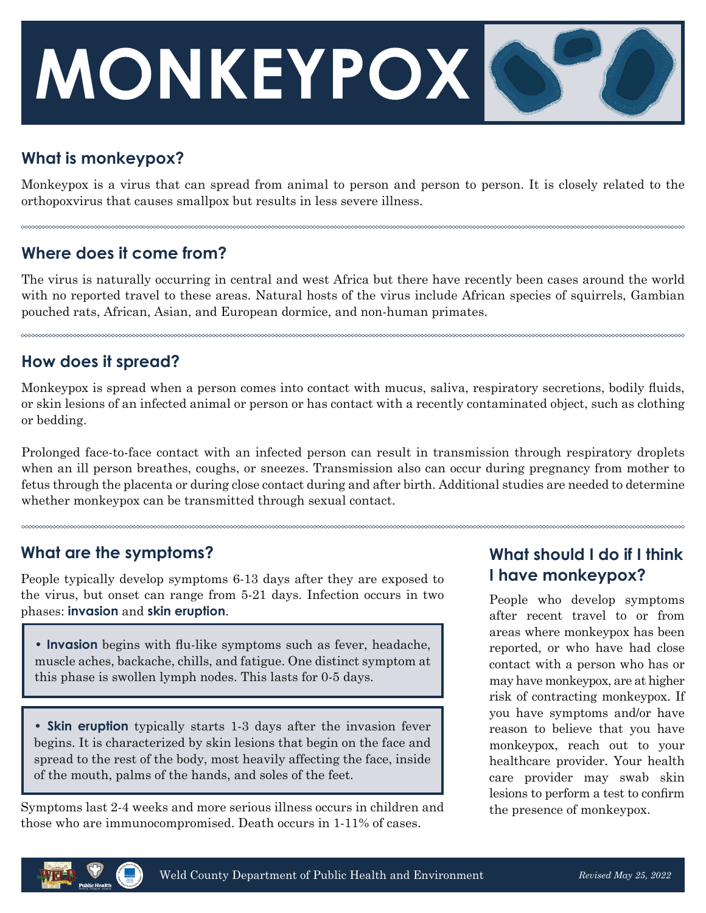# MONKEYPOX

## What is monkeypox?

Monkeypox is a virus that can spread from animal to person and person to person. It is closely related to the orthopoxvirus that causes smallpox but results in less severe illness.

## Where does it come from?

The virus is naturally occurring in central and west Africa but there have recently been cases around the world with no reported travel to these areas. Natural hosts of the virus include African species of squirrels, Gambian pouched rats, African, Asian, and European dormice, and non-human primates.

## How does it spread?

Monkeypox is spread when a person comes into contact with mucus, saliva, respiratory secretions, bodily fluids, or skin lesions of an infected animal or person or has contact with a recently contaminated object, such as clothing or bedding.

Prolonged face-to-face contact with an infected person can result in transmission through respiratory droplets when an ill person breathes, coughs, or sneezes. Transmission also can occur during pregnancy from mother to fetus through the placenta or during close contact during and after birth. Additional studies are needed to determine whether monkeypox can be transmitted through sexual contact.

## What are the symptoms?

People typically develop symptoms 6-13 days after they are exposed to the virus, but onset can range from 5-21 days. Infection occurs in two phases: **invasion** and **skin eruption**.

- **Invasion** begins with flu-like symptoms such as fever, headache, muscle aches, backache, chills, and fatigue. One distinct symptom at this phase is swollen lymph nodes. This lasts for 0-5 days.

- **Skin eruption** typically starts 1-3 days after the invasion fever begins. It is characterized by skin lesions that begin on the face and spread to the rest of the body, most heavily affecting the face, inside of the mouth, palms of the hands, and soles of the feet.

Symptoms last 2-4 weeks and more serious illness occurs in children and those who are immunocompromised. Death occurs in 1-11% of cases.

## What should I do if I think I have monkeypox?

People who develop symptoms after recent travel to or from areas where monkeypox has been reported, or who have had close contact with a person who has or may have monkeypox, are at higher risk of contracting monkeypox. If you have symptoms and/or have reason to believe that you have monkeypox, reach out to your healthcare provider. Your health care provider may swab skin lesions to perform a test to confirm the presence of monkeypox.

Weld County Department of Public Health and Environment

*Revised May 25, 2022*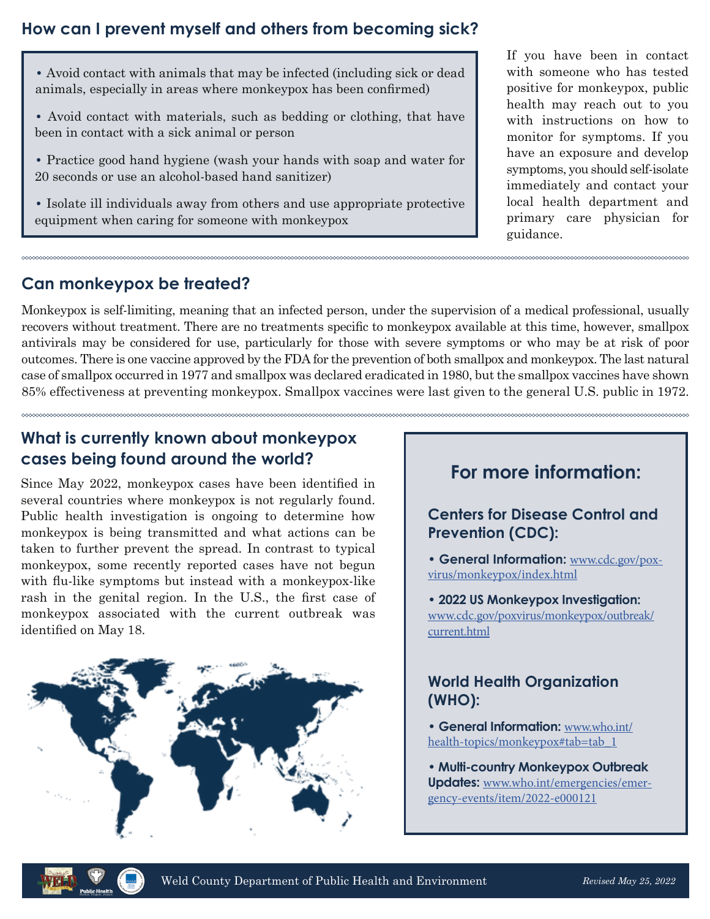## How can I prevent myself and others from becoming sick?

- Avoid contact with animals that may be infected (including sick or dead animals, especially in areas where monkeypox has been confirmed)
- Avoid contact with materials, such as bedding or clothing, that have been in contact with a sick animal or person
- Practice good hand hygiene (wash your hands with soap and water for 20 seconds or use an alcohol-based hand sanitizer)
- Isolate ill individuals away from others and use appropriate protective equipment when caring for someone with monkeypox

If you have been in contact with someone who has tested positive for monkeypox, public health may reach out to you with instructions on how to monitor for symptoms. If you have an exposure and develop symptoms, you should self-isolate immediately and contact your local health department and primary care physician for guidance.

## Can monkeypox be treated?

Monkeypox is self-limiting, meaning that an infected person, under the supervision of a medical professional, usually recovers without treatment. There are no treatments specific to monkeypox available at this time, however, smallpox antivirals may be considered for use, particularly for those with severe symptoms or who may be at risk of poor outcomes. There is one vaccine approved by the FDA for the prevention of both smallpox and monkeypox. The last natural case of smallpox occurred in 1977 and smallpox was declared eradicated in 1980, but the smallpox vaccines have shown 85% effectiveness at preventing monkeypox. Smallpox vaccines were last given to the general U.S. public in 1972.

## What is currently known about monkeypox cases being found around the world?

Since May 2022, monkeypox cases have been identified in several countries where monkeypox is not regularly found. Public health investigation is ongoing to determine how monkeypox is being transmitted and what actions can be taken to further prevent the spread. In contrast to typical monkeypox, some recently reported cases have not begun with flu-like symptoms but instead with a monkeypox-like rash in the genital region. In the U.S., the first case of monkeypox associated with the current outbreak was identified on May 18.

## For more information:

### Centers for Disease Control and Prevention (CDC):

- **General Information:** www.cdc.gov/poxvirus/monkeypox/index.html
- **2022 US Monkeypox Investigation:** www.cdc.gov/poxvirus/monkeypox/outbreak/current.html

### World Health Organization (WHO):

- **General Information:** www.who.int/health-topics/monkeypox#tab=tab_1
- **Multi-country Monkeypox Outbreak Updates:** www.who.int/emergencies/emergency-events/item/2022-e000121

Weld County Department of Public Health and Environment

*Revised May 25, 2022*